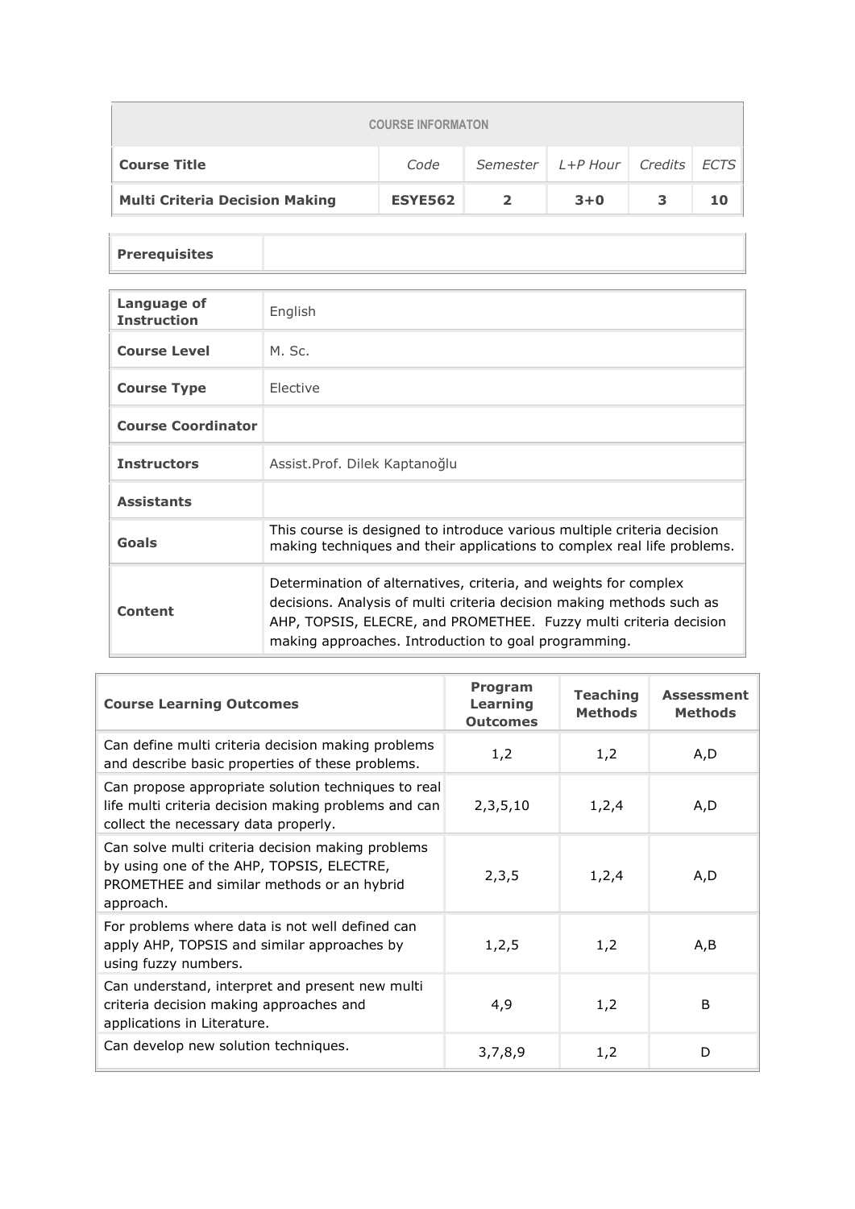| COURSE INFORMATON | | | | | |
|---|---|---|---|---|---|
| **Course Title** | *Code* | *Semester* | *L+P Hour* | *Credits* | *ECTS* |
| **Multi Criteria Decision Making** | **ESYE562** | **2** | **3+0** | **3** | **10** |

| **Prerequisites** | |
|---|---|

| | |
|---|---|
| **Language of Instruction** | English |
| **Course Level** | M. Sc. |
| **Course Type** | Elective |
| **Course Coordinator** | |
| **Instructors** | Assist.Prof. Dilek Kaptanoğlu |
| **Assistants** | |
| **Goals** | This course is designed to introduce various multiple criteria decision making techniques and their applications to complex real life problems. |
| **Content** | Determination of alternatives, criteria, and weights for complex decisions. Analysis of multi criteria decision making methods such as AHP, TOPSIS, ELECRE, and PROMETHEE. Fuzzy multi criteria decision making approaches. Introduction to goal programming. |

| **Course Learning Outcomes** | **Program Learning Outcomes** | **Teaching Methods** | **Assessment Methods** |
|---|---|---|---|
| Can define multi criteria decision making problems and describe basic properties of these problems. | 1,2 | 1,2 | A,D |
| Can propose appropriate solution techniques to real life multi criteria decision making problems and can collect the necessary data properly. | 2,3,5,10 | 1,2,4 | A,D |
| Can solve multi criteria decision making problems by using one of the AHP, TOPSIS, ELECTRE, PROMETHEE and similar methods or an hybrid approach. | 2,3,5 | 1,2,4 | A,D |
| For problems where data is not well defined can apply AHP, TOPSIS and similar approaches by using fuzzy numbers. | 1,2,5 | 1,2 | A,B |
| Can understand, interpret and present new multi criteria decision making approaches and applications in Literature. | 4,9 | 1,2 | B |
| Can develop new solution techniques. | 3,7,8,9 | 1,2 | D |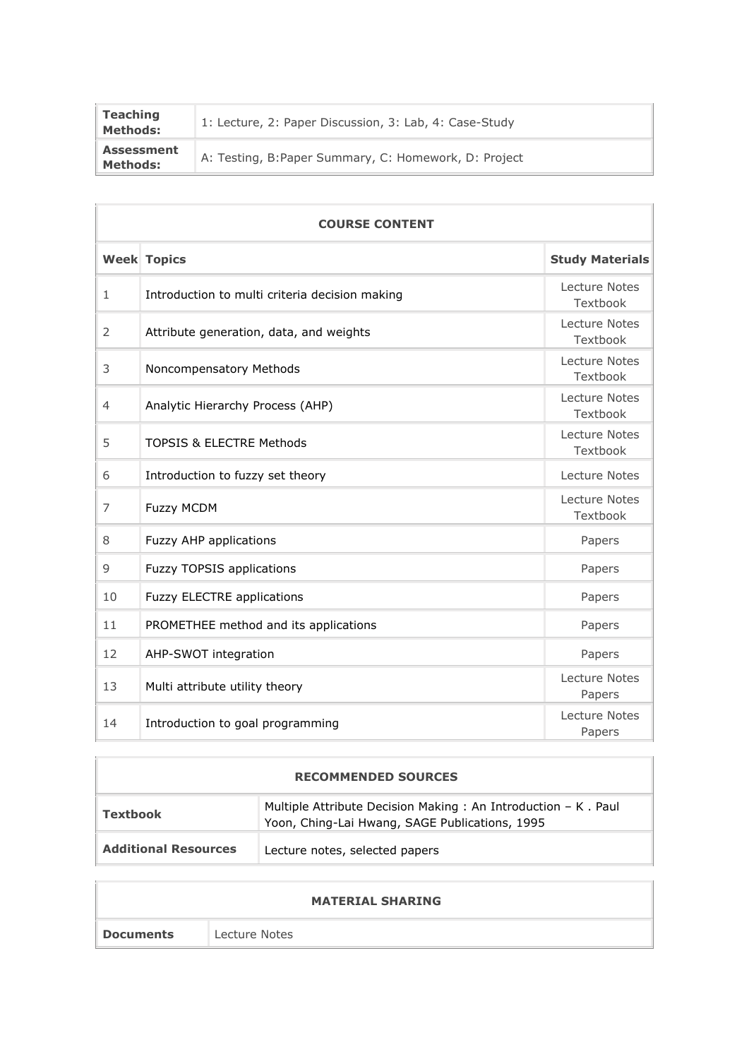| **Teaching Methods:** | 1: Lecture, 2: Paper Discussion, 3: Lab, 4: Case-Study |
| --- | --- |
| **Assessment Methods:** | A: Testing, B:Paper Summary, C: Homework, D: Project |

**COURSE CONTENT**

| Week | Topics | Study Materials |
| --- | --- | --- |
| 1 | Introduction to multi criteria decision making | Lecture Notes Textbook |
| 2 | Attribute generation, data, and weights | Lecture Notes Textbook |
| 3 | Noncompensatory Methods | Lecture Notes Textbook |
| 4 | Analytic Hierarchy Process (AHP) | Lecture Notes Textbook |
| 5 | TOPSIS & ELECTRE Methods | Lecture Notes Textbook |
| 6 | Introduction to fuzzy set theory | Lecture Notes |
| 7 | Fuzzy MCDM | Lecture Notes Textbook |
| 8 | Fuzzy AHP applications | Papers |
| 9 | Fuzzy TOPSIS applications | Papers |
| 10 | Fuzzy ELECTRE applications | Papers |
| 11 | PROMETHEE method and its applications | Papers |
| 12 | AHP-SWOT integration | Papers |
| 13 | Multi attribute utility theory | Lecture Notes Papers |
| 14 | Introduction to goal programming | Lecture Notes Papers |

**RECOMMENDED SOURCES**

| **Textbook** | Multiple Attribute Decision Making : An Introduction – K . Paul Yoon, Ching-Lai Hwang, SAGE Publications, 1995 |
| --- | --- |
| **Additional Resources** | Lecture notes, selected papers |

**MATERIAL SHARING**

| **Documents** | Lecture Notes |
| --- | --- |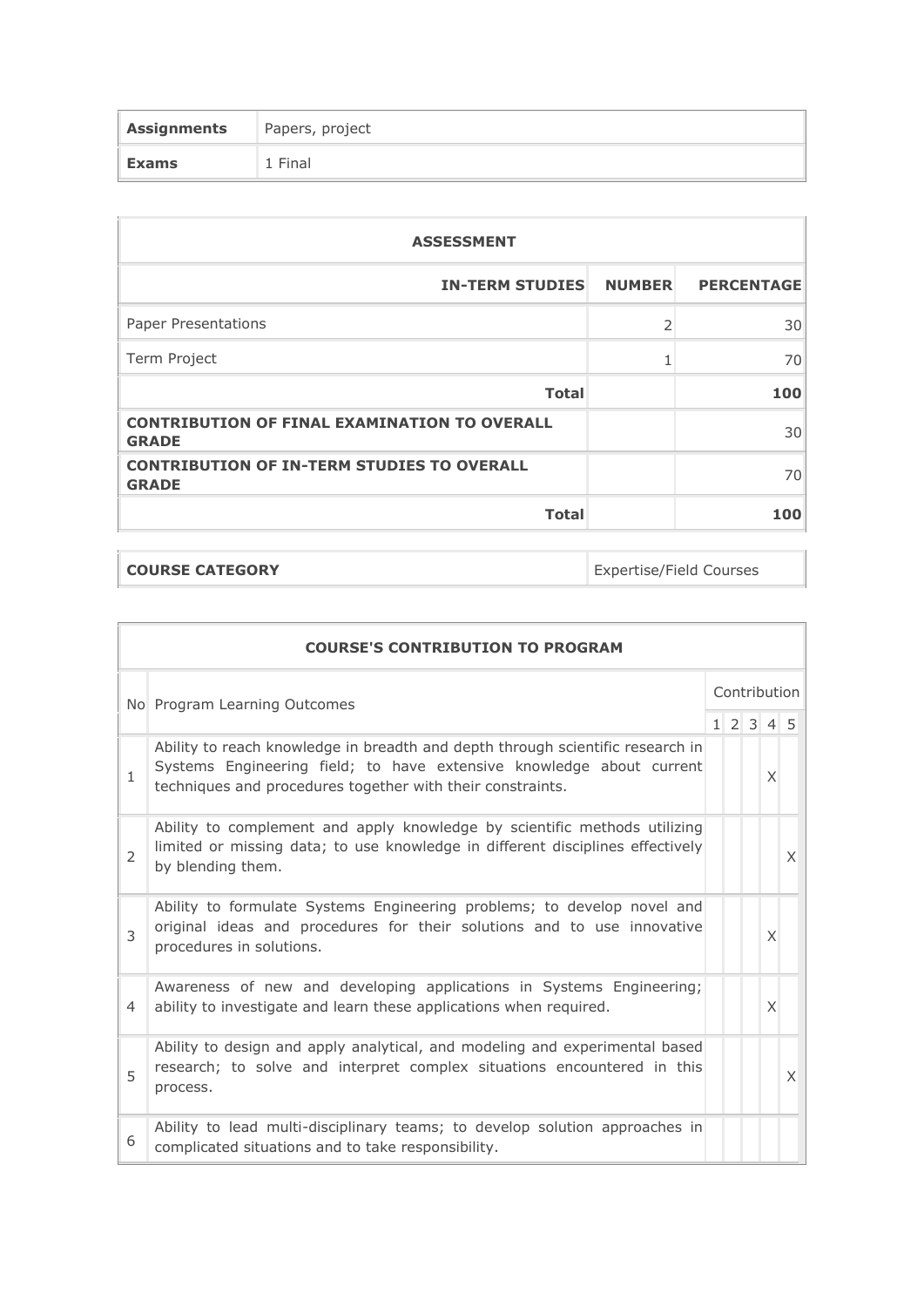| | |
|---|---|
| **Assignments** | Papers, project |
| **Exams** | 1 Final |

| **ASSESSMENT** | | |
|---|---|---|
| **IN-TERM STUDIES** | **NUMBER** | **PERCENTAGE** |
| Paper Presentations | 2 | 30 |
| Term Project | 1 | 70 |
| **Total** | | **100** |
| **CONTRIBUTION OF FINAL EXAMINATION TO OVERALL GRADE** | | 30 |
| **CONTRIBUTION OF IN-TERM STUDIES TO OVERALL GRADE** | | 70 |
| **Total** | | **100** |

| | |
|---|---|
| **COURSE CATEGORY** | Expertise/Field Courses |

| **COURSE'S CONTRIBUTION TO PROGRAM** | | | | | | |
|---|---|---|---|---|---|---|
| No | Program Learning Outcomes | Contribution | | | | |
| | | 1 | 2 | 3 | 4 | 5 |
| 1 | Ability to reach knowledge in breadth and depth through scientific research in Systems Engineering field; to have extensive knowledge about current techniques and procedures together with their constraints. | | | | X | |
| 2 | Ability to complement and apply knowledge by scientific methods utilizing limited or missing data; to use knowledge in different disciplines effectively by blending them. | | | | | X |
| 3 | Ability to formulate Systems Engineering problems; to develop novel and original ideas and procedures for their solutions and to use innovative procedures in solutions. | | | | X | |
| 4 | Awareness of new and developing applications in Systems Engineering; ability to investigate and learn these applications when required. | | | | X | |
| 5 | Ability to design and apply analytical, and modeling and experimental based research; to solve and interpret complex situations encountered in this process. | | | | | X |
| 6 | Ability to lead multi-disciplinary teams; to develop solution approaches in complicated situations and to take responsibility. | | | | | |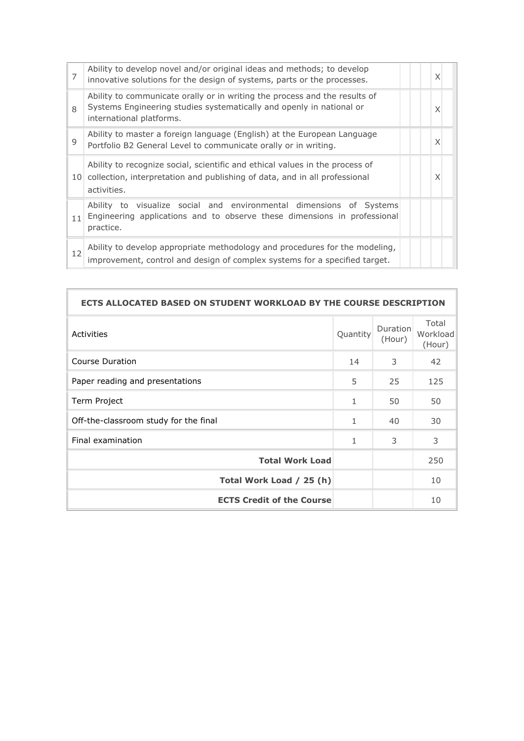| | | | | | | | |
|---|---|---|---|---|---|---|---|
| 7 | Ability to develop novel and/or original ideas and methods; to develop innovative solutions for the design of systems, parts or the processes. | | | | X | |
| 8 | Ability to communicate orally or in writing the process and the results of Systems Engineering studies systematically and openly in national or international platforms. | | | | X | |
| 9 | Ability to master a foreign language (English) at the European Language Portfolio B2 General Level to communicate orally or in writing. | | | | X | |
| 10 | Ability to recognize social, scientific and ethical values in the process of collection, interpretation and publishing of data, and in all professional activities. | | | | X | |
| 11 | Ability to visualize social and environmental dimensions of Systems Engineering applications and to observe these dimensions in professional practice. | | | | | |
| 12 | Ability to develop appropriate methodology and procedures for the modeling, improvement, control and design of complex systems for a specified target. | | | | | |

| ECTS ALLOCATED BASED ON STUDENT WORKLOAD BY THE COURSE DESCRIPTION | | | |
|---|---|---|---|
| Activities | Quantity | Duration (Hour) | Total Workload (Hour) |
| Course Duration | 14 | 3 | 42 |
| Paper reading and presentations | 5 | 25 | 125 |
| Term Project | 1 | 50 | 50 |
| Off-the-classroom study for the final | 1 | 40 | 30 |
| Final examination | 1 | 3 | 3 |
| **Total Work Load** | | | 250 |
| **Total Work Load / 25 (h)** | | | 10 |
| **ECTS Credit of the Course** | | | 10 |